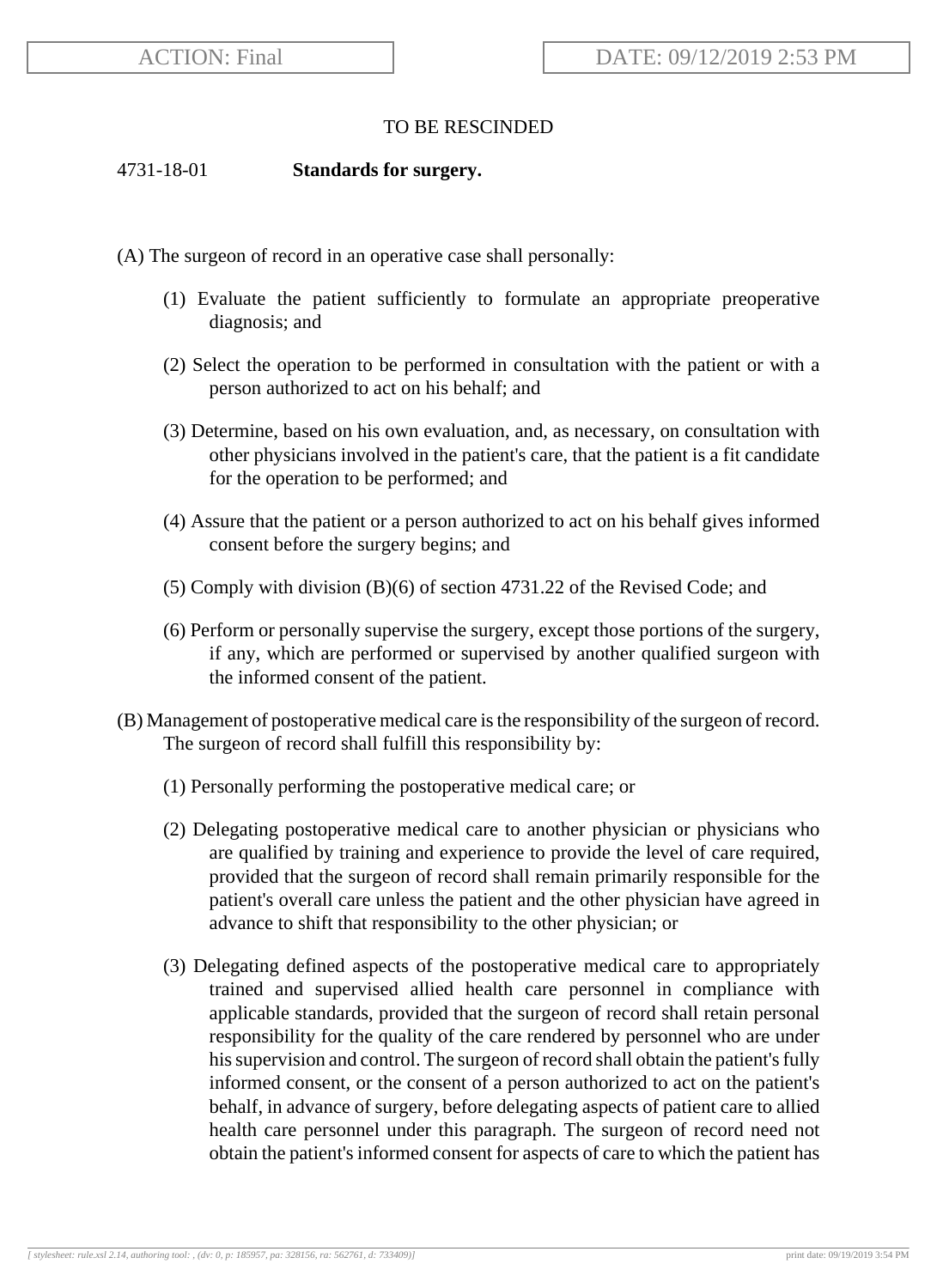TO BE RESCINDED

4731-18-01 **Standards for surgery.**

(A) The surgeon of record in an operative case shall personally:

(1) Evaluate the patient sufficiently to formulate an appropriate preoperative diagnosis; and

(2) Select the operation to be performed in consultation with the patient or with a person authorized to act on his behalf; and

(3) Determine, based on his own evaluation, and, as necessary, on consultation with other physicians involved in the patient's care, that the patient is a fit candidate for the operation to be performed; and

(4) Assure that the patient or a person authorized to act on his behalf gives informed consent before the surgery begins; and

(5) Comply with division (B)(6) of section 4731.22 of the Revised Code; and

(6) Perform or personally supervise the surgery, except those portions of the surgery, if any, which are performed or supervised by another qualified surgeon with the informed consent of the patient.

(B) Management of postoperative medical care is the responsibility of the surgeon of record. The surgeon of record shall fulfill this responsibility by:

(1) Personally performing the postoperative medical care; or

(2) Delegating postoperative medical care to another physician or physicians who are qualified by training and experience to provide the level of care required, provided that the surgeon of record shall remain primarily responsible for the patient's overall care unless the patient and the other physician have agreed in advance to shift that responsibility to the other physician; or

(3) Delegating defined aspects of the postoperative medical care to appropriately trained and supervised allied health care personnel in compliance with applicable standards, provided that the surgeon of record shall retain personal responsibility for the quality of the care rendered by personnel who are under his supervision and control. The surgeon of record shall obtain the patient's fully informed consent, or the consent of a person authorized to act on the patient's behalf, in advance of surgery, before delegating aspects of patient care to allied health care personnel under this paragraph. The surgeon of record need not obtain the patient's informed consent for aspects of care to which the patient has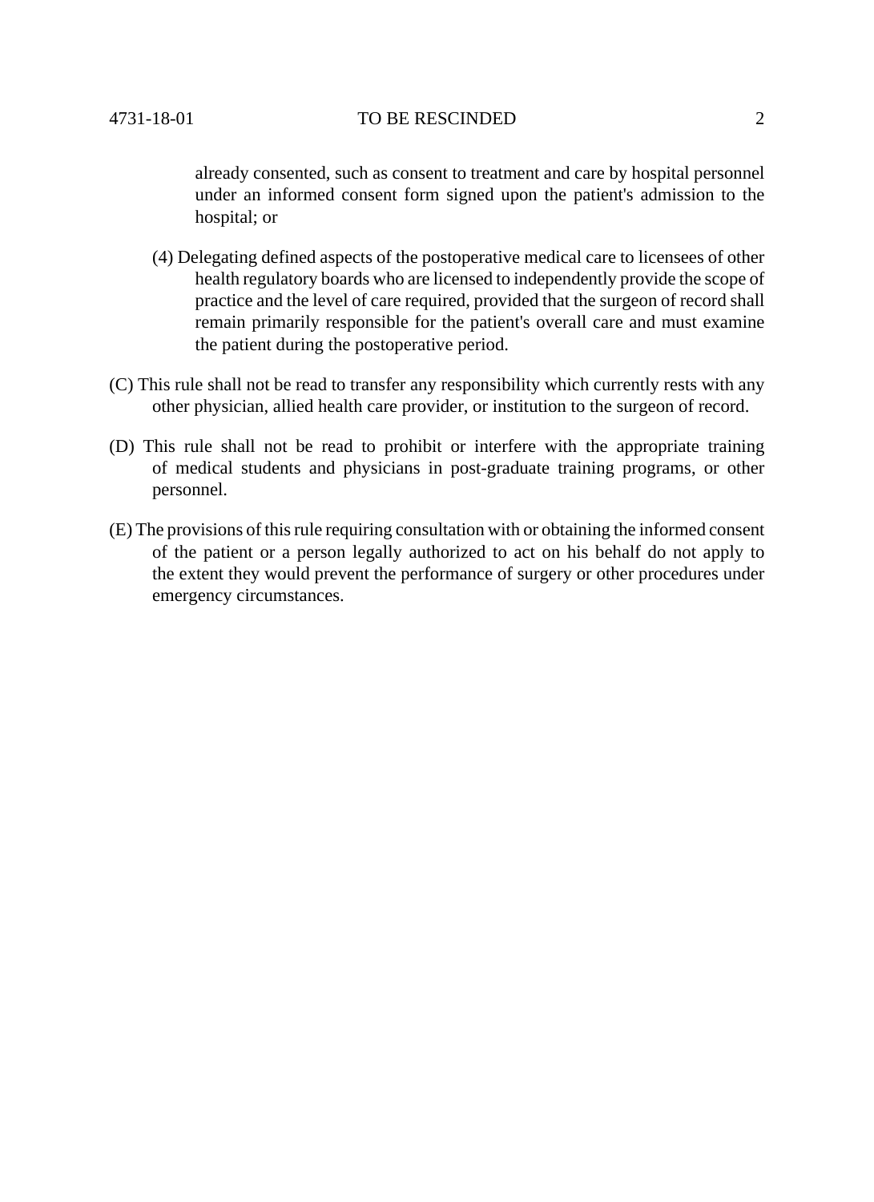already consented, such as consent to treatment and care by hospital personnel under an informed consent form signed upon the patient's admission to the hospital; or

(4) Delegating defined aspects of the postoperative medical care to licensees of other health regulatory boards who are licensed to independently provide the scope of practice and the level of care required, provided that the surgeon of record shall remain primarily responsible for the patient's overall care and must examine the patient during the postoperative period.

(C) This rule shall not be read to transfer any responsibility which currently rests with any other physician, allied health care provider, or institution to the surgeon of record.

(D) This rule shall not be read to prohibit or interfere with the appropriate training of medical students and physicians in post-graduate training programs, or other personnel.

(E) The provisions of this rule requiring consultation with or obtaining the informed consent of the patient or a person legally authorized to act on his behalf do not apply to the extent they would prevent the performance of surgery or other procedures under emergency circumstances.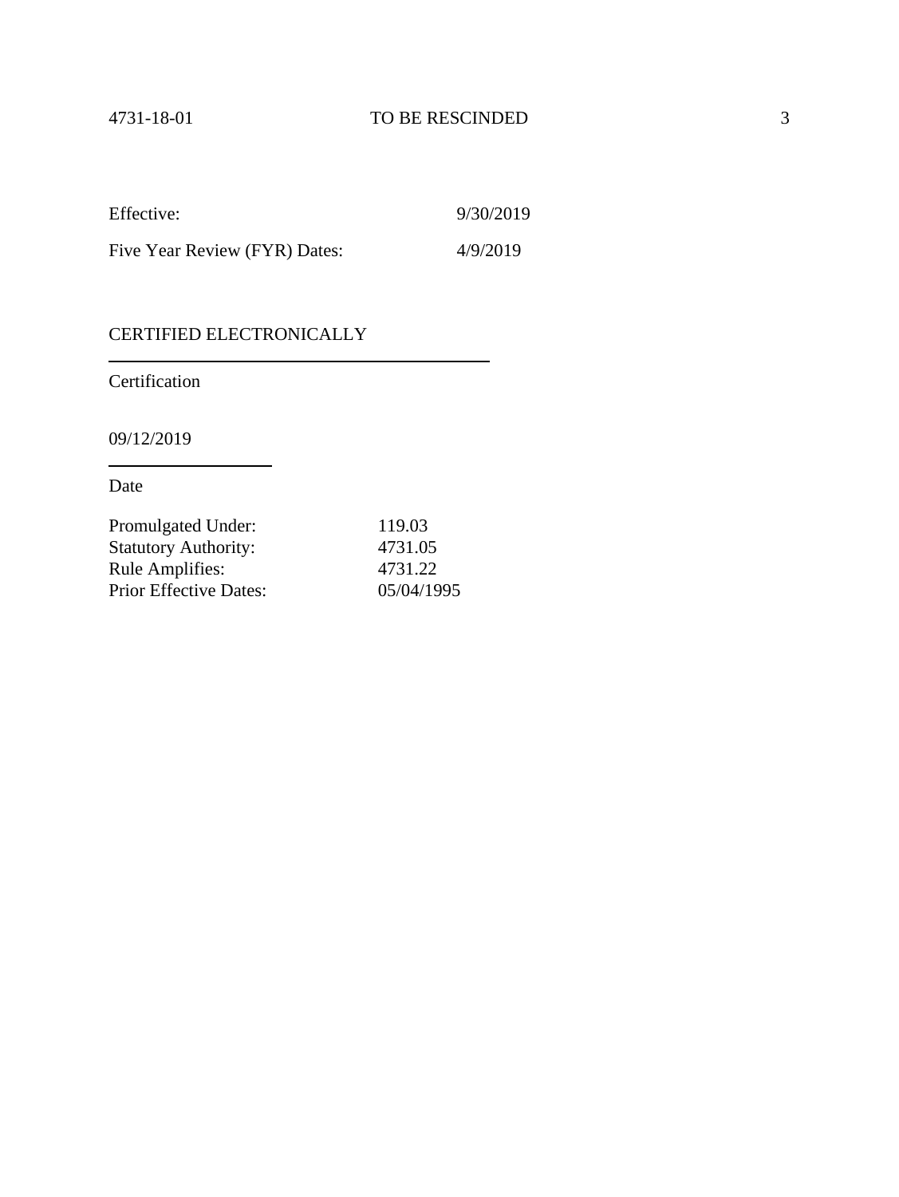| | |
|---|---|
| Effective: | 9/30/2019 |
| Five Year Review (FYR) Dates: | 4/9/2019 |

CERTIFIED ELECTRONICALLY

---

Certification

09/12/2019

---

Date

| | |
|---|---|
| Promulgated Under: | 119.03 |
| Statutory Authority: | 4731.05 |
| Rule Amplifies: | 4731.22 |
| Prior Effective Dates: | 05/04/1995 |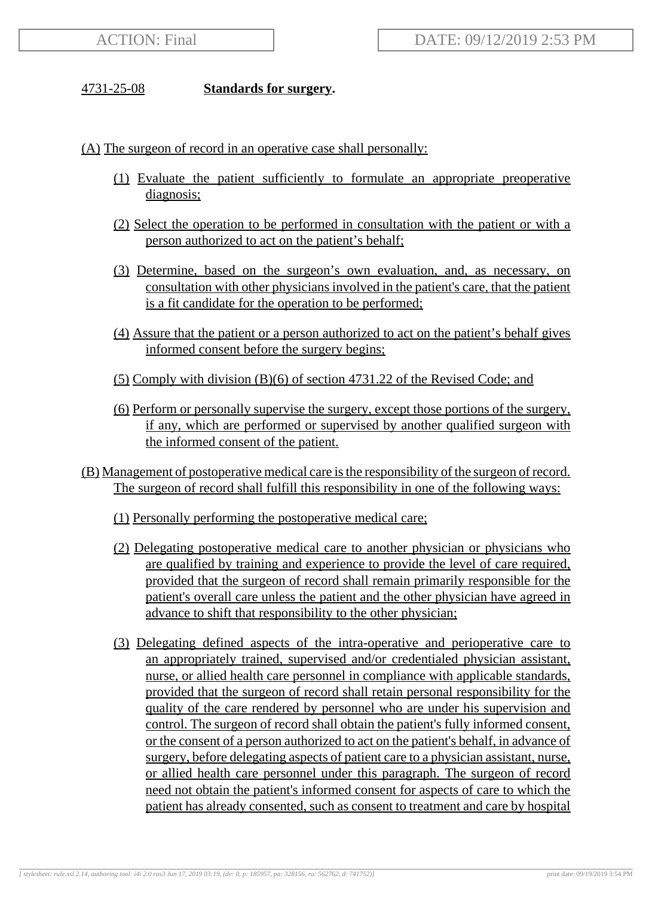4731-25-08 **Standards for surgery.**

(A) The surgeon of record in an operative case shall personally:

(1) Evaluate the patient sufficiently to formulate an appropriate preoperative diagnosis;

(2) Select the operation to be performed in consultation with the patient or with a person authorized to act on the patient's behalf;

(3) Determine, based on the surgeon's own evaluation, and, as necessary, on consultation with other physicians involved in the patient's care, that the patient is a fit candidate for the operation to be performed;

(4) Assure that the patient or a person authorized to act on the patient's behalf gives informed consent before the surgery begins;

(5) Comply with division (B)(6) of section 4731.22 of the Revised Code; and

(6) Perform or personally supervise the surgery, except those portions of the surgery, if any, which are performed or supervised by another qualified surgeon with the informed consent of the patient.

(B) Management of postoperative medical care is the responsibility of the surgeon of record. The surgeon of record shall fulfill this responsibility in one of the following ways:

(1) Personally performing the postoperative medical care;

(2) Delegating postoperative medical care to another physician or physicians who are qualified by training and experience to provide the level of care required, provided that the surgeon of record shall remain primarily responsible for the patient's overall care unless the patient and the other physician have agreed in advance to shift that responsibility to the other physician;

(3) Delegating defined aspects of the intra-operative and perioperative care to an appropriately trained, supervised and/or credentialed physician assistant, nurse, or allied health care personnel in compliance with applicable standards, provided that the surgeon of record shall retain personal responsibility for the quality of the care rendered by personnel who are under his supervision and control. The surgeon of record shall obtain the patient's fully informed consent, or the consent of a person authorized to act on the patient's behalf, in advance of surgery, before delegating aspects of patient care to a physician assistant, nurse, or allied health care personnel under this paragraph. The surgeon of record need not obtain the patient's informed consent for aspects of care to which the patient has already consented, such as consent to treatment and care by hospital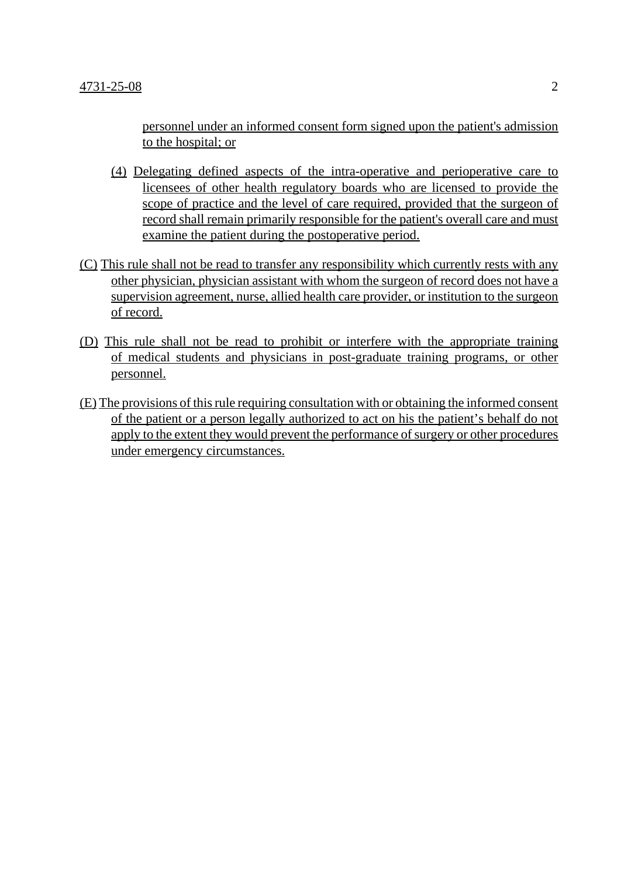personnel under an informed consent form signed upon the patient's admission to the hospital; or

(4) Delegating defined aspects of the intra-operative and perioperative care to licensees of other health regulatory boards who are licensed to provide the scope of practice and the level of care required, provided that the surgeon of record shall remain primarily responsible for the patient's overall care and must examine the patient during the postoperative period.

(C) This rule shall not be read to transfer any responsibility which currently rests with any other physician, physician assistant with whom the surgeon of record does not have a supervision agreement, nurse, allied health care provider, or institution to the surgeon of record.

(D) This rule shall not be read to prohibit or interfere with the appropriate training of medical students and physicians in post-graduate training programs, or other personnel.

(E) The provisions of this rule requiring consultation with or obtaining the informed consent of the patient or a person legally authorized to act on his the patient's behalf do not apply to the extent they would prevent the performance of surgery or other procedures under emergency circumstances.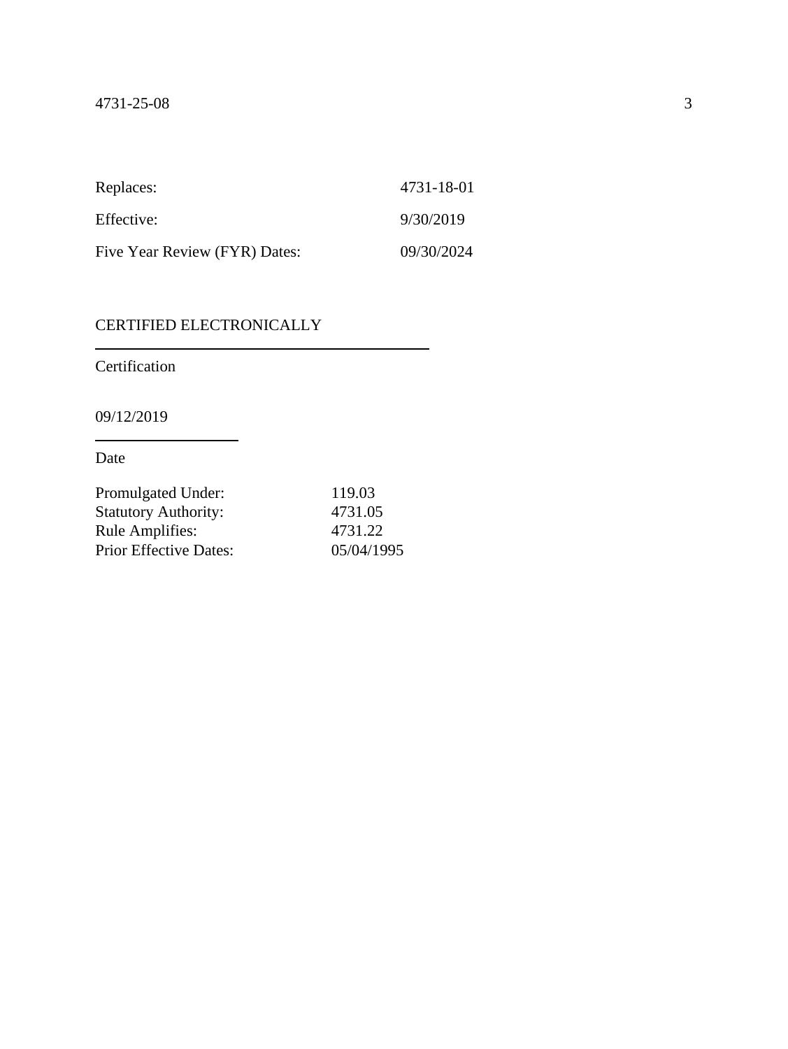| | |
|---|---|
| Replaces: | 4731-18-01 |
| Effective: | 9/30/2019 |
| Five Year Review (FYR) Dates: | 09/30/2024 |

CERTIFIED ELECTRONICALLY

Certification

09/12/2019

Date

| | |
|---|---|
| Promulgated Under: | 119.03 |
| Statutory Authority: | 4731.05 |
| Rule Amplifies: | 4731.22 |
| Prior Effective Dates: | 05/04/1995 |